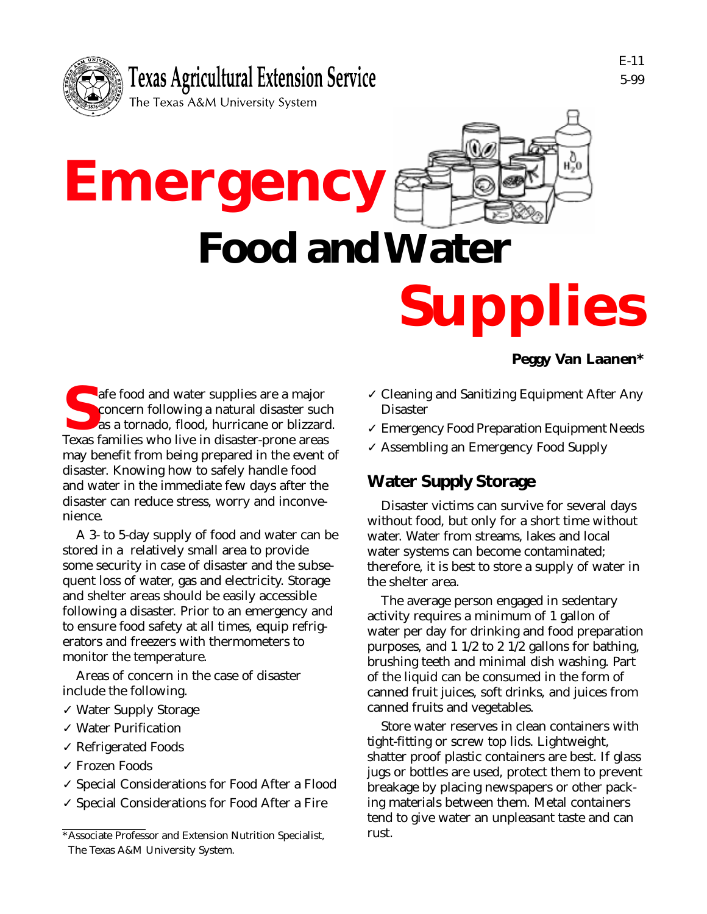Texas Agricultural Extension Service
The Texas A&M University System

E-11
5-99

# Emergency Food and Water Supplies

**Peggy Van Laanen***

Safe food and water supplies are a major concern following a natural disaster such as a tornado, flood, hurricane or blizzard. Texas families who live in disaster-prone areas may benefit from being prepared in the event of disaster. Knowing how to safely handle food and water in the immediate few days after the disaster can reduce stress, worry and inconvenience.

A 3- to 5-day supply of food and water can be stored in a relatively small area to provide some security in case of disaster and the subsequent loss of water, gas and electricity. Storage and shelter areas should be easily accessible following a disaster. Prior to an emergency and to ensure food safety at all times, equip refrigerators and freezers with thermometers to monitor the temperature.

Areas of concern in the case of disaster include the following.

- ✓ Water Supply Storage
- ✓ Water Purification
- ✓ Refrigerated Foods
- ✓ Frozen Foods
- ✓ Special Considerations for Food After a Flood
- ✓ Special Considerations for Food After a Fire
- ✓ Cleaning and Sanitizing Equipment After Any Disaster
- ✓ Emergency Food Preparation Equipment Needs
- ✓ Assembling an Emergency Food Supply

*Associate Professor and Extension Nutrition Specialist, The Texas A&M University System.

## Water Supply Storage

Disaster victims can survive for several days without food, but only for a short time without water. Water from streams, lakes and local water systems can become contaminated; therefore, it is best to store a supply of water in the shelter area.

The average person engaged in sedentary activity requires a minimum of 1 gallon of water per day for drinking and food preparation purposes, and 1 1/2 to 2 1/2 gallons for bathing, brushing teeth and minimal dish washing. Part of the liquid can be consumed in the form of canned fruit juices, soft drinks, and juices from canned fruits and vegetables.

Store water reserves in clean containers with tight-fitting or screw top lids. Lightweight, shatter proof plastic containers are best. If glass jugs or bottles are used, protect them to prevent breakage by placing newspapers or other packing materials between them. Metal containers tend to give water an unpleasant taste and can rust.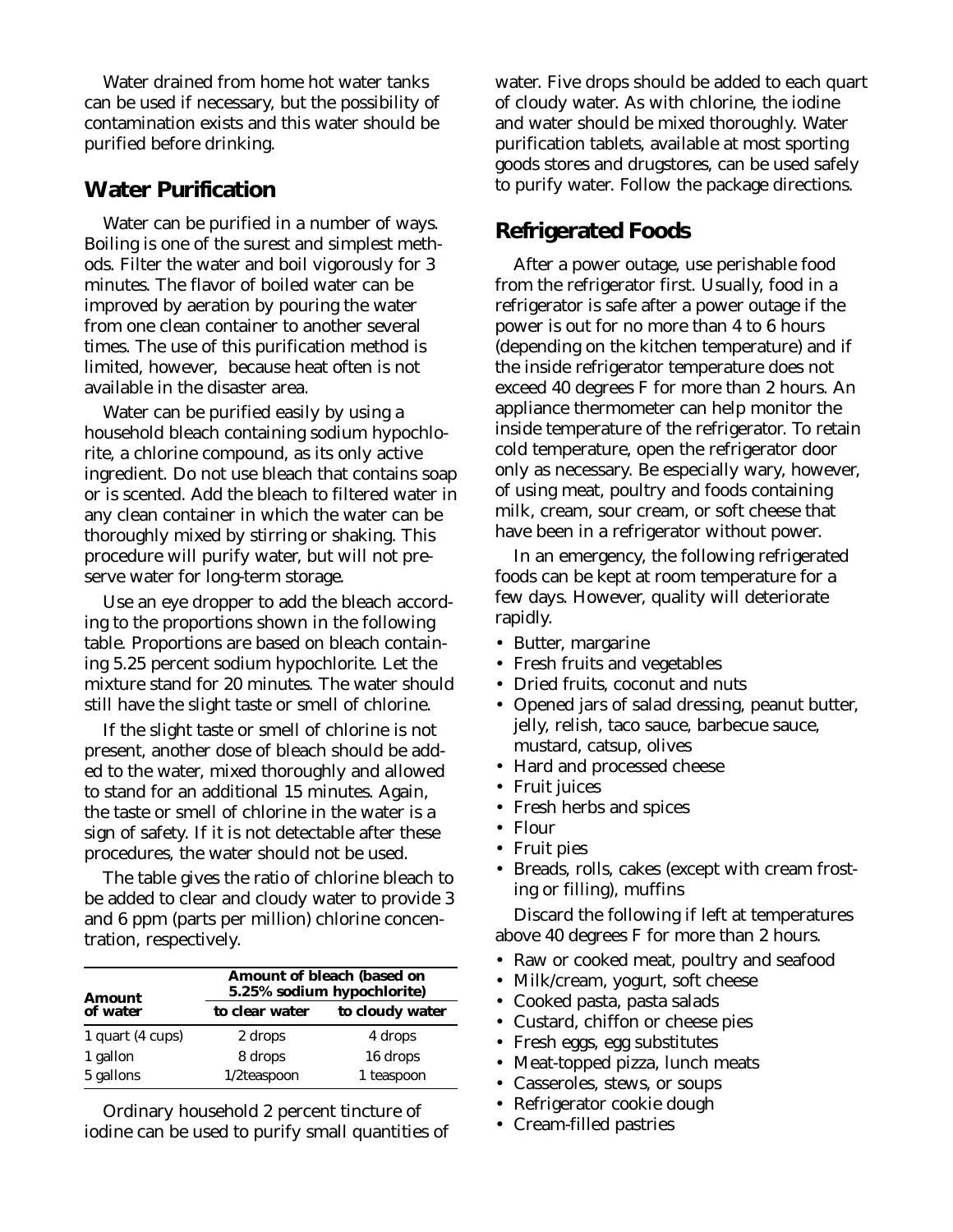Water drained from home hot water tanks can be used if necessary, but the possibility of contamination exists and this water should be purified before drinking.

## Water Purification

Water can be purified in a number of ways. Boiling is one of the surest and simplest methods. Filter the water and boil vigorously for 3 minutes. The flavor of boiled water can be improved by aeration by pouring the water from one clean container to another several times. The use of this purification method is limited, however, because heat often is not available in the disaster area.

Water can be purified easily by using a household bleach containing sodium hypochlorite, a chlorine compound, as its only active ingredient. Do not use bleach that contains soap or is scented. Add the bleach to filtered water in any clean container in which the water can be thoroughly mixed by stirring or shaking. This procedure will purify water, but will not preserve water for long-term storage.

Use an eye dropper to add the bleach according to the proportions shown in the following table. Proportions are based on bleach containing 5.25 percent sodium hypochlorite. Let the mixture stand for 20 minutes. The water should still have the slight taste or smell of chlorine.

If the slight taste or smell of chlorine is not present, another dose of bleach should be added to the water, mixed thoroughly and allowed to stand for an additional 15 minutes. Again, the taste or smell of chlorine in the water is a sign of safety. If it is not detectable after these procedures, the water should not be used.

The table gives the ratio of chlorine bleach to be added to clear and cloudy water to provide 3 and 6 ppm (parts per million) chlorine concentration, respectively.

| Amount of water | Amount of bleach (based on 5.25% sodium hypochlorite) | |
|---|---|---|
| | **to clear water** | **to cloudy water** |
| 1 quart (4 cups) | 2 drops | 4 drops |
| 1 gallon | 8 drops | 16 drops |
| 5 gallons | 1/2teaspoon | 1 teaspoon |

Ordinary household 2 percent tincture of iodine can be used to purify small quantities of water. Five drops should be added to each quart of cloudy water. As with chlorine, the iodine and water should be mixed thoroughly. Water purification tablets, available at most sporting goods stores and drugstores, can be used safely to purify water. Follow the package directions.

## Refrigerated Foods

After a power outage, use perishable food from the refrigerator first. Usually, food in a refrigerator is safe after a power outage if the power is out for no more than 4 to 6 hours (depending on the kitchen temperature) and if the inside refrigerator temperature does not exceed 40 degrees F for more than 2 hours. An appliance thermometer can help monitor the inside temperature of the refrigerator. To retain cold temperature, open the refrigerator door only as necessary. Be especially wary, however, of using meat, poultry and foods containing milk, cream, sour cream, or soft cheese that have been in a refrigerator without power.

In an emergency, the following refrigerated foods can be kept at room temperature for a few days. However, quality will deteriorate rapidly.

- Butter, margarine
- Fresh fruits and vegetables
- Dried fruits, coconut and nuts
- Opened jars of salad dressing, peanut butter, jelly, relish, taco sauce, barbecue sauce, mustard, catsup, olives
- Hard and processed cheese
- Fruit juices
- Fresh herbs and spices
- Flour
- Fruit pies
- Breads, rolls, cakes (except with cream frosting or filling), muffins

Discard the following if left at temperatures above 40 degrees F for more than 2 hours.

- Raw or cooked meat, poultry and seafood
- Milk/cream, yogurt, soft cheese
- Cooked pasta, pasta salads
- Custard, chiffon or cheese pies
- Fresh eggs, egg substitutes
- Meat-topped pizza, lunch meats
- Casseroles, stews, or soups
- Refrigerator cookie dough
- Cream-filled pastries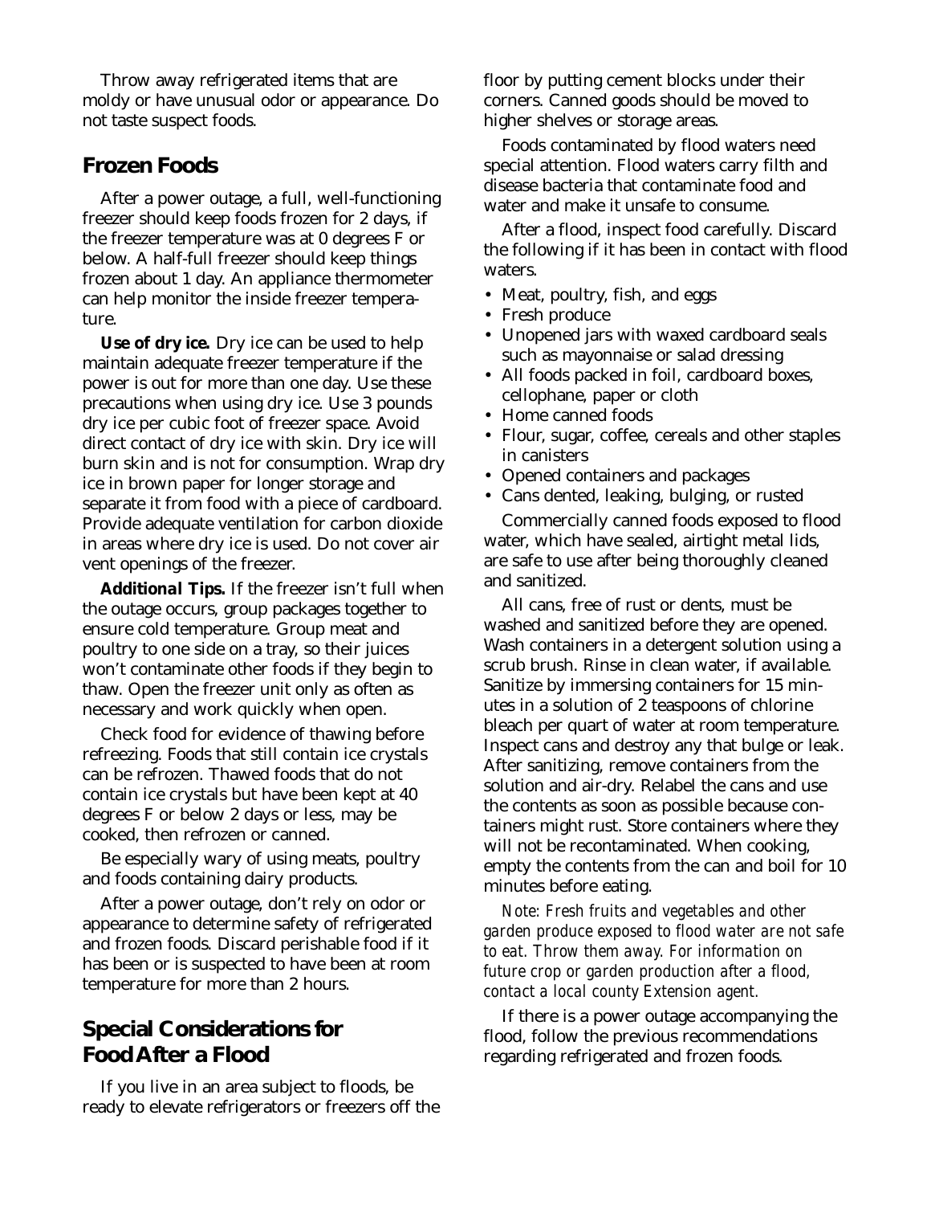Throw away refrigerated items that are moldy or have unusual odor or appearance. Do not taste suspect foods.

## Frozen Foods

After a power outage, a full, well-functioning freezer should keep foods frozen for 2 days, if the freezer temperature was at 0 degrees F or below. A half-full freezer should keep things frozen about 1 day. An appliance thermometer can help monitor the inside freezer temperature.

**Use of dry ice.** Dry ice can be used to help maintain adequate freezer temperature if the power is out for more than one day. Use these precautions when using dry ice. Use 3 pounds dry ice per cubic foot of freezer space. Avoid direct contact of dry ice with skin. Dry ice will burn skin and is not for consumption. Wrap dry ice in brown paper for longer storage and separate it from food with a piece of cardboard. Provide adequate ventilation for carbon dioxide in areas where dry ice is used. Do not cover air vent openings of the freezer.

**Additional Tips.** If the freezer isn't full when the outage occurs, group packages together to ensure cold temperature. Group meat and poultry to one side on a tray, so their juices won't contaminate other foods if they begin to thaw. Open the freezer unit only as often as necessary and work quickly when open.

Check food for evidence of thawing before refreezing. Foods that still contain ice crystals can be refrozen. Thawed foods that do not contain ice crystals but have been kept at 40 degrees F or below 2 days or less, may be cooked, then refrozen or canned.

Be especially wary of using meats, poultry and foods containing dairy products.

After a power outage, don't rely on odor or appearance to determine safety of refrigerated and frozen foods. Discard perishable food if it has been or is suspected to have been at room temperature for more than 2 hours.

## Special Considerations for Food After a Flood

If you live in an area subject to floods, be ready to elevate refrigerators or freezers off the floor by putting cement blocks under their corners. Canned goods should be moved to higher shelves or storage areas.

Foods contaminated by flood waters need special attention. Flood waters carry filth and disease bacteria that contaminate food and water and make it unsafe to consume.

After a flood, inspect food carefully. Discard the following if it has been in contact with flood waters.

- Meat, poultry, fish, and eggs
- Fresh produce
- Unopened jars with waxed cardboard seals such as mayonnaise or salad dressing
- All foods packed in foil, cardboard boxes, cellophane, paper or cloth
- Home canned foods
- Flour, sugar, coffee, cereals and other staples in canisters
- Opened containers and packages
- Cans dented, leaking, bulging, or rusted

Commercially canned foods exposed to flood water, which have sealed, airtight metal lids, are safe to use after being thoroughly cleaned and sanitized.

All cans, free of rust or dents, must be washed and sanitized before they are opened. Wash containers in a detergent solution using a scrub brush. Rinse in clean water, if available. Sanitize by immersing containers for 15 minutes in a solution of 2 teaspoons of chlorine bleach per quart of water at room temperature. Inspect cans and destroy any that bulge or leak. After sanitizing, remove containers from the solution and air-dry. Relabel the cans and use the contents as soon as possible because containers might rust. Store containers where they will not be recontaminated. When cooking, empty the contents from the can and boil for 10 minutes before eating.

*Note: Fresh fruits and vegetables and other garden produce exposed to flood water are not safe to eat. Throw them away. For information on future crop or garden production after a flood, contact a local county Extension agent.*

If there is a power outage accompanying the flood, follow the previous recommendations regarding refrigerated and frozen foods.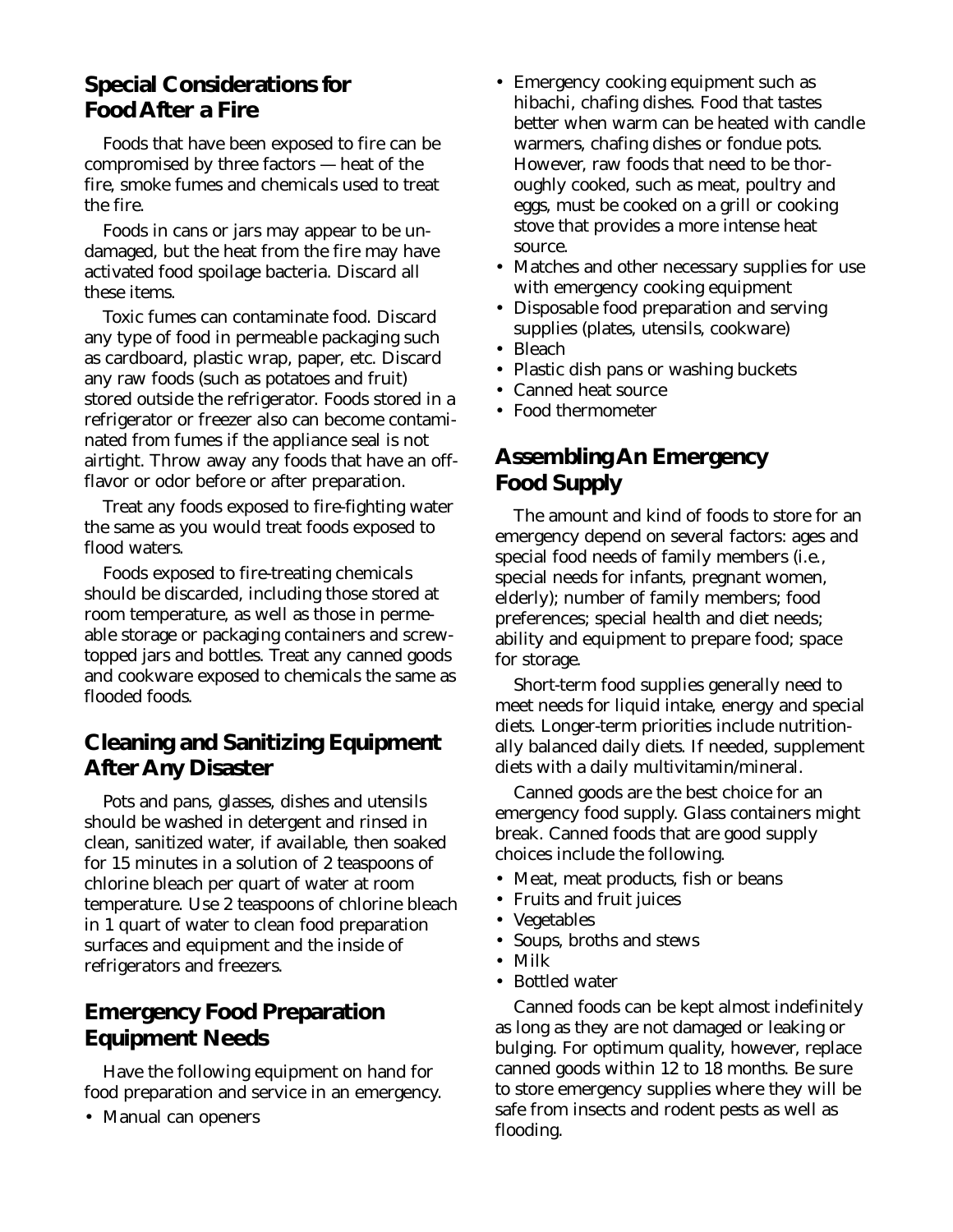## Special Considerations for Food After a Fire

Foods that have been exposed to fire can be compromised by three factors — heat of the fire, smoke fumes and chemicals used to treat the fire.

Foods in cans or jars may appear to be undamaged, but the heat from the fire may have activated food spoilage bacteria. Discard all these items.

Toxic fumes can contaminate food. Discard any type of food in permeable packaging such as cardboard, plastic wrap, paper, etc. Discard any raw foods (such as potatoes and fruit) stored outside the refrigerator. Foods stored in a refrigerator or freezer also can become contaminated from fumes if the appliance seal is not airtight. Throw away any foods that have an off-flavor or odor before or after preparation.

Treat any foods exposed to fire-fighting water the same as you would treat foods exposed to flood waters.

Foods exposed to fire-treating chemicals should be discarded, including those stored at room temperature, as well as those in permeable storage or packaging containers and screw-topped jars and bottles. Treat any canned goods and cookware exposed to chemicals the same as flooded foods.

## Cleaning and Sanitizing Equipment After Any Disaster

Pots and pans, glasses, dishes and utensils should be washed in detergent and rinsed in clean, sanitized water, if available, then soaked for 15 minutes in a solution of 2 teaspoons of chlorine bleach per quart of water at room temperature. Use 2 teaspoons of chlorine bleach in 1 quart of water to clean food preparation surfaces and equipment and the inside of refrigerators and freezers.

## Emergency Food Preparation Equipment Needs

Have the following equipment on hand for food preparation and service in an emergency.

- Manual can openers
- Emergency cooking equipment such as hibachi, chafing dishes. Food that tastes better when warm can be heated with candle warmers, chafing dishes or fondue pots. However, raw foods that need to be thoroughly cooked, such as meat, poultry and eggs, must be cooked on a grill or cooking stove that provides a more intense heat source.
- Matches and other necessary supplies for use with emergency cooking equipment
- Disposable food preparation and serving supplies (plates, utensils, cookware)
- Bleach
- Plastic dish pans or washing buckets
- Canned heat source
- Food thermometer

## Assembling An Emergency Food Supply

The amount and kind of foods to store for an emergency depend on several factors: ages and special food needs of family members (i.e., special needs for infants, pregnant women, elderly); number of family members; food preferences; special health and diet needs; ability and equipment to prepare food; space for storage.

Short-term food supplies generally need to meet needs for liquid intake, energy and special diets. Longer-term priorities include nutritionally balanced daily diets. If needed, supplement diets with a daily multivitamin/mineral.

Canned goods are the best choice for an emergency food supply. Glass containers might break. Canned foods that are good supply choices include the following.

- Meat, meat products, fish or beans
- Fruits and fruit juices
- Vegetables
- Soups, broths and stews
- Milk
- Bottled water

Canned foods can be kept almost indefinitely as long as they are not damaged or leaking or bulging. For optimum quality, however, replace canned goods within 12 to 18 months. Be sure to store emergency supplies where they will be safe from insects and rodent pests as well as flooding.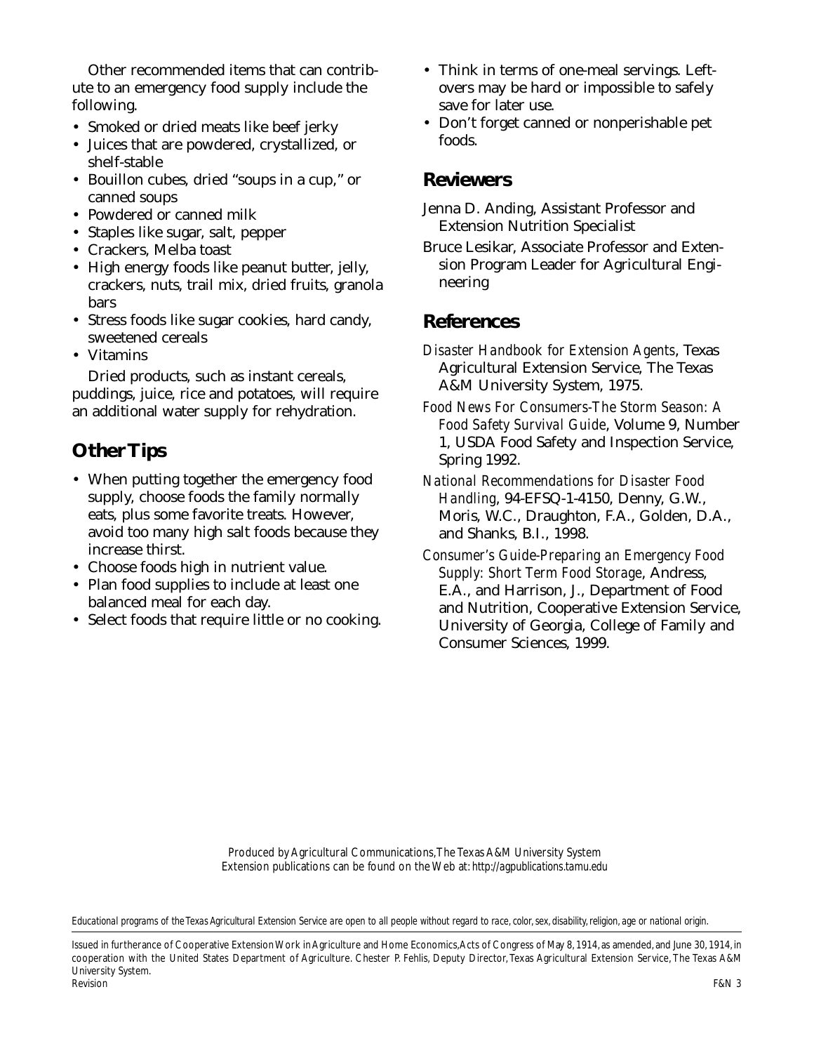Other recommended items that can contribute to an emergency food supply include the following.

- Smoked or dried meats like beef jerky
- Juices that are powdered, crystallized, or shelf-stable
- Bouillon cubes, dried "soups in a cup," or canned soups
- Powdered or canned milk
- Staples like sugar, salt, pepper
- Crackers, Melba toast
- High energy foods like peanut butter, jelly, crackers, nuts, trail mix, dried fruits, granola bars
- Stress foods like sugar cookies, hard candy, sweetened cereals
- Vitamins

Dried products, such as instant cereals, puddings, juice, rice and potatoes, will require an additional water supply for rehydration.

## Other Tips

- When putting together the emergency food supply, choose foods the family normally eats, plus some favorite treats. However, avoid too many high salt foods because they increase thirst.
- Choose foods high in nutrient value.
- Plan food supplies to include at least one balanced meal for each day.
- Select foods that require little or no cooking.
- Think in terms of one-meal servings. Leftovers may be hard or impossible to safely save for later use.
- Don't forget canned or nonperishable pet foods.

## Reviewers

Jenna D. Anding, Assistant Professor and Extension Nutrition Specialist

Bruce Lesikar, Associate Professor and Extension Program Leader for Agricultural Engineering

## References

*Disaster Handbook for Extension Agents*, Texas Agricultural Extension Service, The Texas A&M University System, 1975.

*Food News For Consumers-The Storm Season: A Food Safety Survival Guide*, Volume 9, Number 1, USDA Food Safety and Inspection Service, Spring 1992.

*National Recommendations for Disaster Food Handling*, 94-EFSQ-1-4150, Denny, G.W., Moris, W.C., Draughton, F.A., Golden, D.A., and Shanks, B.I., 1998.

*Consumer's Guide-Preparing an Emergency Food Supply: Short Term Food Storage*, Andress, E.A., and Harrison, J., Department of Food and Nutrition, Cooperative Extension Service, University of Georgia, College of Family and Consumer Sciences, 1999.

*Produced by Agricultural Communications, The Texas A&M University System*
*Extension publications can be found on the Web at: http://agpublications.tamu.edu*

*Educational programs of the Texas Agricultural Extension Service are open to all people without regard to race, color, sex, disability, religion, age or national origin.*

Issued in furtherance of Cooperative Extension Work in Agriculture and Home Economics, Acts of Congress of May 8, 1914, as amended, and June 30, 1914, in cooperation with the United States Department of Agriculture. Chester P. Fehlis, Deputy Director, Texas Agricultural Extension Service, The Texas A&M University System.

Revision

F&N 3